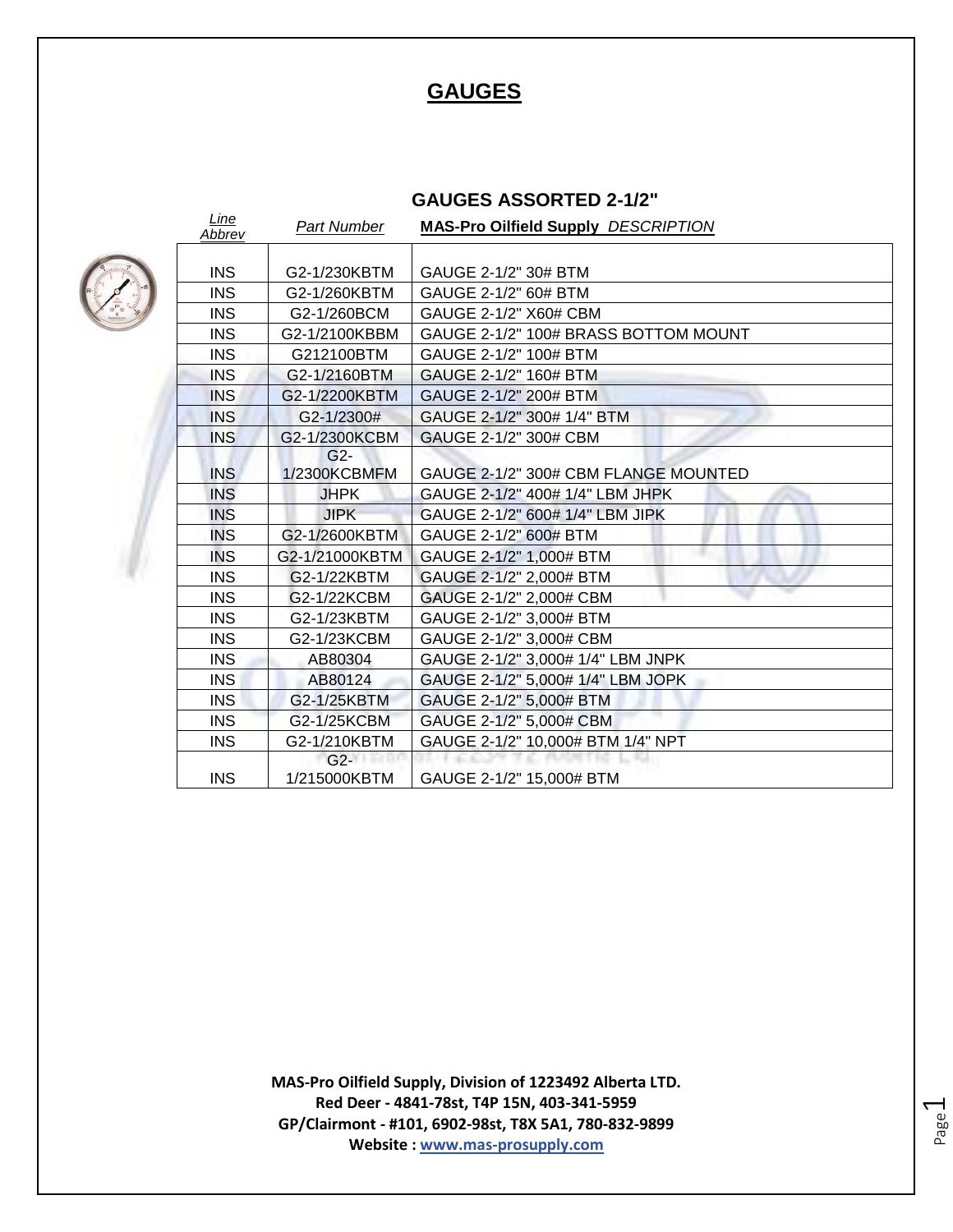# GAUGES

## GAUGES ASSORTED 2-1/2"

| *Line Abbrev* | *Part Number* | **MAS-Pro Oilfield Supply** *DESCRIPTION* |
|---|---|---|
| INS | G2-1/230KBTM | GAUGE 2-1/2" 30# BTM |
| INS | G2-1/260KBTM | GAUGE 2-1/2" 60# BTM |
| INS | G2-1/260BCM | GAUGE 2-1/2" X60# CBM |
| INS | G2-1/2100KBBM | GAUGE 2-1/2" 100# BRASS BOTTOM MOUNT |
| INS | G212100BTM | GAUGE 2-1/2" 100# BTM |
| INS | G2-1/2160BTM | GAUGE 2-1/2" 160# BTM |
| INS | G2-1/2200KBTM | GAUGE 2-1/2" 200# BTM |
| INS | G2-1/2300# | GAUGE 2-1/2" 300# 1/4" BTM |
| INS | G2-1/2300KCBM | GAUGE 2-1/2" 300# CBM |
| INS | G2-1/2300KCBMFM | GAUGE 2-1/2" 300# CBM FLANGE MOUNTED |
| INS | JHPK | GAUGE 2-1/2" 400# 1/4" LBM JHPK |
| INS | JIPK | GAUGE 2-1/2" 600# 1/4" LBM JIPK |
| INS | G2-1/2600KBTM | GAUGE 2-1/2" 600# BTM |
| INS | G2-1/21000KBTM | GAUGE 2-1/2" 1,000# BTM |
| INS | G2-1/22KBTM | GAUGE 2-1/2" 2,000# BTM |
| INS | G2-1/22KCBM | GAUGE 2-1/2" 2,000# CBM |
| INS | G2-1/23KBTM | GAUGE 2-1/2" 3,000# BTM |
| INS | G2-1/23KCBM | GAUGE 2-1/2" 3,000# CBM |
| INS | AB80304 | GAUGE 2-1/2" 3,000# 1/4" LBM JNPK |
| INS | AB80124 | GAUGE 2-1/2" 5,000# 1/4" LBM JOPK |
| INS | G2-1/25KBTM | GAUGE 2-1/2" 5,000# BTM |
| INS | G2-1/25KCBM | GAUGE 2-1/2" 5,000# CBM |
| INS | G2-1/210KBTM | GAUGE 2-1/2" 10,000# BTM 1/4" NPT |
| INS | G2-1/215000KBTM | GAUGE 2-1/2" 15,000# BTM |

**MAS-Pro Oilfield Supply, Division of 1223492 Alberta LTD.**
**Red Deer - 4841-78st, T4P 15N, 403-341-5959**
**GP/Clairmont - #101, 6902-98st, T8X 5A1, 780-832-9899**
**Website : www.mas-prosupply.com**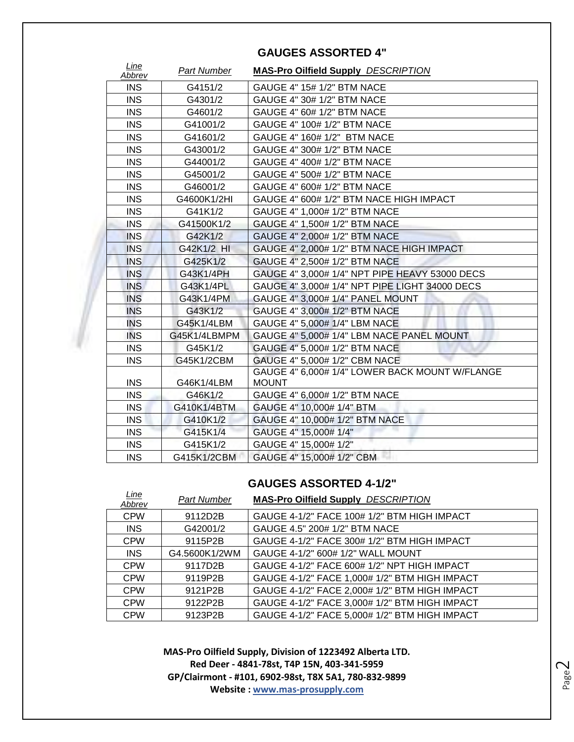## GAUGES ASSORTED 4"

| *Line Abbrev* | *Part Number* | **MAS-Pro Oilfield Supply** *DESCRIPTION* |
|---|---|---|
| INS | G4151/2 | GAUGE 4" 15# 1/2" BTM NACE |
| INS | G4301/2 | GAUGE 4" 30# 1/2" BTM NACE |
| INS | G4601/2 | GAUGE 4" 60# 1/2" BTM NACE |
| INS | G41001/2 | GAUGE 4" 100# 1/2" BTM NACE |
| INS | G41601/2 | GAUGE 4" 160# 1/2" BTM NACE |
| INS | G43001/2 | GAUGE 4" 300# 1/2" BTM NACE |
| INS | G44001/2 | GAUGE 4" 400# 1/2" BTM NACE |
| INS | G45001/2 | GAUGE 4" 500# 1/2" BTM NACE |
| INS | G46001/2 | GAUGE 4" 600# 1/2" BTM NACE |
| INS | G4600K1/2HI | GAUGE 4" 600# 1/2" BTM NACE HIGH IMPACT |
| INS | G41K1/2 | GAUGE 4" 1,000# 1/2" BTM NACE |
| INS | G41500K1/2 | GAUGE 4" 1,500# 1/2" BTM NACE |
| INS | G42K1/2 | GAUGE 4" 2,000# 1/2" BTM NACE |
| INS | G42K1/2 HI | GAUGE 4" 2,000# 1/2" BTM NACE HIGH IMPACT |
| INS | G425K1/2 | GAUGE 4" 2,500# 1/2" BTM NACE |
| INS | G43K1/4PH | GAUGE 4" 3,000# 1/4" NPT PIPE HEAVY 53000 DECS |
| INS | G43K1/4PL | GAUGE 4" 3,000# 1/4" NPT PIPE LIGHT 34000 DECS |
| INS | G43K1/4PM | GAUGE 4" 3,000# 1/4" PANEL MOUNT |
| INS | G43K1/2 | GAUGE 4" 3,000# 1/2" BTM NACE |
| INS | G45K1/4LBM | GAUGE 4" 5,000# 1/4" LBM NACE |
| INS | G45K1/4LBMPM | GAUGE 4" 5,000# 1/4" LBM NACE PANEL MOUNT |
| INS | G45K1/2 | GAUGE 4" 5,000# 1/2" BTM NACE |
| INS | G45K1/2CBM | GAUGE 4" 5,000# 1/2" CBM NACE |
| INS | G46K1/4LBM | GAUGE 4" 6,000# 1/4" LOWER BACK MOUNT W/FLANGE MOUNT |
| INS | G46K1/2 | GAUGE 4" 6,000# 1/2" BTM NACE |
| INS | G410K1/4BTM | GAUGE 4" 10,000# 1/4" BTM |
| INS | G410K1/2 | GAUGE 4" 10,000# 1/2" BTM NACE |
| INS | G415K1/4 | GAUGE 4" 15,000# 1/4" |
| INS | G415K1/2 | GAUGE 4" 15,000# 1/2" |
| INS | G415K1/2CBM | GAUGE 4" 15,000# 1/2" CBM |

## GAUGES ASSORTED 4-1/2"

| *Line Abbrev* | *Part Number* | **MAS-Pro Oilfield Supply** *DESCRIPTION* |
|---|---|---|
| CPW | 9112D2B | GAUGE 4-1/2" FACE 100# 1/2" BTM HIGH IMPACT |
| INS | G42001/2 | GAUGE 4.5" 200# 1/2" BTM NACE |
| CPW | 9115P2B | GAUGE 4-1/2" FACE 300# 1/2" BTM HIGH IMPACT |
| INS | G4.5600K1/2WM | GAUGE 4-1/2" 600# 1/2" WALL MOUNT |
| CPW | 9117D2B | GAUGE 4-1/2" FACE 600# 1/2" NPT HIGH IMPACT |
| CPW | 9119P2B | GAUGE 4-1/2" FACE 1,000# 1/2" BTM HIGH IMPACT |
| CPW | 9121P2B | GAUGE 4-1/2" FACE 2,000# 1/2" BTM HIGH IMPACT |
| CPW | 9122P2B | GAUGE 4-1/2" FACE 3,000# 1/2" BTM HIGH IMPACT |
| CPW | 9123P2B | GAUGE 4-1/2" FACE 5,000# 1/2" BTM HIGH IMPACT |

**MAS-Pro Oilfield Supply, Division of 1223492 Alberta LTD.**
**Red Deer - 4841-78st, T4P 15N, 403-341-5959**
**GP/Clairmont - #101, 6902-98st, T8X 5A1, 780-832-9899**
**Website : www.mas-prosupply.com**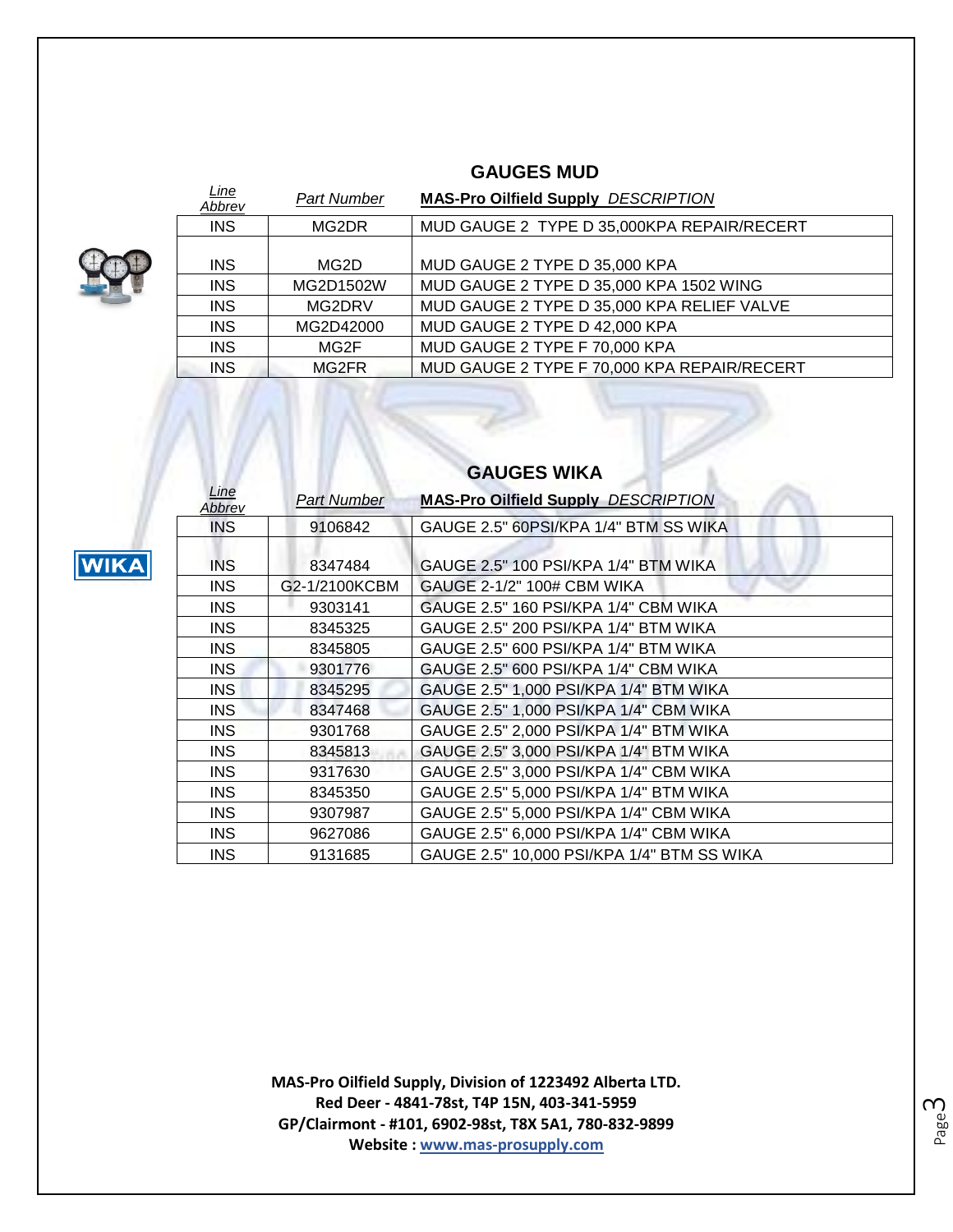## GAUGES MUD

| Line Abbrev | Part Number | MAS-Pro Oilfield Supply DESCRIPTION |
|---|---|---|
| INS | MG2DR | MUD GAUGE 2 TYPE D 35,000KPA REPAIR/RECERT |
| INS | MG2D | MUD GAUGE 2 TYPE D 35,000 KPA |
| INS | MG2D1502W | MUD GAUGE 2 TYPE D 35,000 KPA 1502 WING |
| INS | MG2DRV | MUD GAUGE 2 TYPE D 35,000 KPA RELIEF VALVE |
| INS | MG2D42000 | MUD GAUGE 2 TYPE D 42,000 KPA |
| INS | MG2F | MUD GAUGE 2 TYPE F 70,000 KPA |
| INS | MG2FR | MUD GAUGE 2 TYPE F 70,000 KPA REPAIR/RECERT |

## GAUGES WIKA

| Line Abbrev | Part Number | MAS-Pro Oilfield Supply DESCRIPTION |
|---|---|---|
| INS | 9106842 | GAUGE 2.5" 60PSI/KPA 1/4" BTM SS WIKA |
| INS | 8347484 | GAUGE 2.5" 100 PSI/KPA 1/4" BTM WIKA |
| INS | G2-1/2100KCBM | GAUGE 2-1/2" 100# CBM WIKA |
| INS | 9303141 | GAUGE 2.5" 160 PSI/KPA 1/4" CBM WIKA |
| INS | 8345325 | GAUGE 2.5" 200 PSI/KPA 1/4" BTM WIKA |
| INS | 8345805 | GAUGE 2.5" 600 PSI/KPA 1/4" BTM WIKA |
| INS | 9301776 | GAUGE 2.5" 600 PSI/KPA 1/4" CBM WIKA |
| INS | 8345295 | GAUGE 2.5" 1,000 PSI/KPA 1/4" BTM WIKA |
| INS | 8347468 | GAUGE 2.5" 1,000 PSI/KPA 1/4" CBM WIKA |
| INS | 9301768 | GAUGE 2.5" 2,000 PSI/KPA 1/4" BTM WIKA |
| INS | 8345813 | GAUGE 2.5" 3,000 PSI/KPA 1/4" BTM WIKA |
| INS | 9317630 | GAUGE 2.5" 3,000 PSI/KPA 1/4" CBM WIKA |
| INS | 8345350 | GAUGE 2.5" 5,000 PSI/KPA 1/4" BTM WIKA |
| INS | 9307987 | GAUGE 2.5" 5,000 PSI/KPA 1/4" CBM WIKA |
| INS | 9627086 | GAUGE 2.5" 6,000 PSI/KPA 1/4" CBM WIKA |
| INS | 9131685 | GAUGE 2.5" 10,000 PSI/KPA 1/4" BTM SS WIKA |

**MAS-Pro Oilfield Supply, Division of 1223492 Alberta LTD.**
**Red Deer - 4841-78st, T4P 15N, 403-341-5959**
**GP/Clairmont - #101, 6902-98st, T8X 5A1, 780-832-9899**
**Website : www.mas-prosupply.com**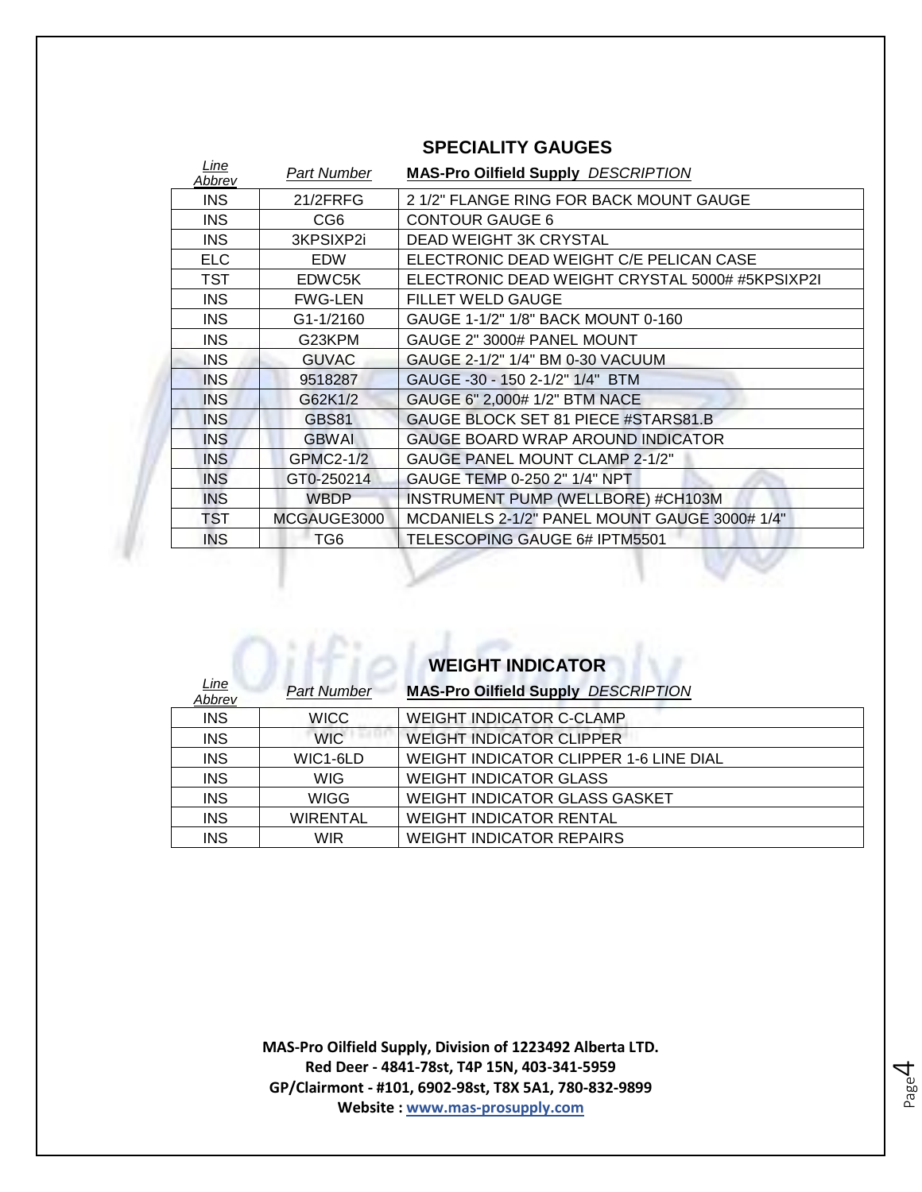## SPECIALITY GAUGES

| *Line Abbrev* | *Part Number* | **MAS-Pro Oilfield Supply** *DESCRIPTION* |
|---|---|---|
| INS | 21/2FRFG | 2 1/2" FLANGE RING FOR BACK MOUNT GAUGE |
| INS | CG6 | CONTOUR GAUGE 6 |
| INS | 3KPSIXP2i | DEAD WEIGHT 3K CRYSTAL |
| ELC | EDW | ELECTRONIC DEAD WEIGHT C/E PELICAN CASE |
| TST | EDWC5K | ELECTRONIC DEAD WEIGHT CRYSTAL 5000# #5KPSIXP2I |
| INS | FWG-LEN | FILLET WELD GAUGE |
| INS | G1-1/2160 | GAUGE 1-1/2" 1/8" BACK MOUNT 0-160 |
| INS | G23KPM | GAUGE 2" 3000# PANEL MOUNT |
| INS | GUVAC | GAUGE 2-1/2" 1/4" BM 0-30 VACUUM |
| INS | 9518287 | GAUGE -30 - 150 2-1/2" 1/4" BTM |
| INS | G62K1/2 | GAUGE 6" 2,000# 1/2" BTM NACE |
| INS | GBS81 | GAUGE BLOCK SET 81 PIECE #STARS81.B |
| INS | GBWAI | GAUGE BOARD WRAP AROUND INDICATOR |
| INS | GPMC2-1/2 | GAUGE PANEL MOUNT CLAMP 2-1/2" |
| INS | GT0-250214 | GAUGE TEMP 0-250 2" 1/4" NPT |
| INS | WBDP | INSTRUMENT PUMP (WELLBORE) #CH103M |
| TST | MCGAUGE3000 | MCDANIELS 2-1/2" PANEL MOUNT GAUGE 3000# 1/4" |
| INS | TG6 | TELESCOPING GAUGE 6# IPTM5501 |

## WEIGHT INDICATOR

| *Line Abbrev* | *Part Number* | **MAS-Pro Oilfield Supply** *DESCRIPTION* |
|---|---|---|
| INS | WICC | WEIGHT INDICATOR C-CLAMP |
| INS | WIC | WEIGHT INDICATOR CLIPPER |
| INS | WIC1-6LD | WEIGHT INDICATOR CLIPPER 1-6 LINE DIAL |
| INS | WIG | WEIGHT INDICATOR GLASS |
| INS | WIGG | WEIGHT INDICATOR GLASS GASKET |
| INS | WIRENTAL | WEIGHT INDICATOR RENTAL |
| INS | WIR | WEIGHT INDICATOR REPAIRS |

**MAS-Pro Oilfield Supply, Division of 1223492 Alberta LTD.**
**Red Deer - 4841-78st, T4P 15N, 403-341-5959**
**GP/Clairmont - #101, 6902-98st, T8X 5A1, 780-832-9899**
**Website : www.mas-prosupply.com**